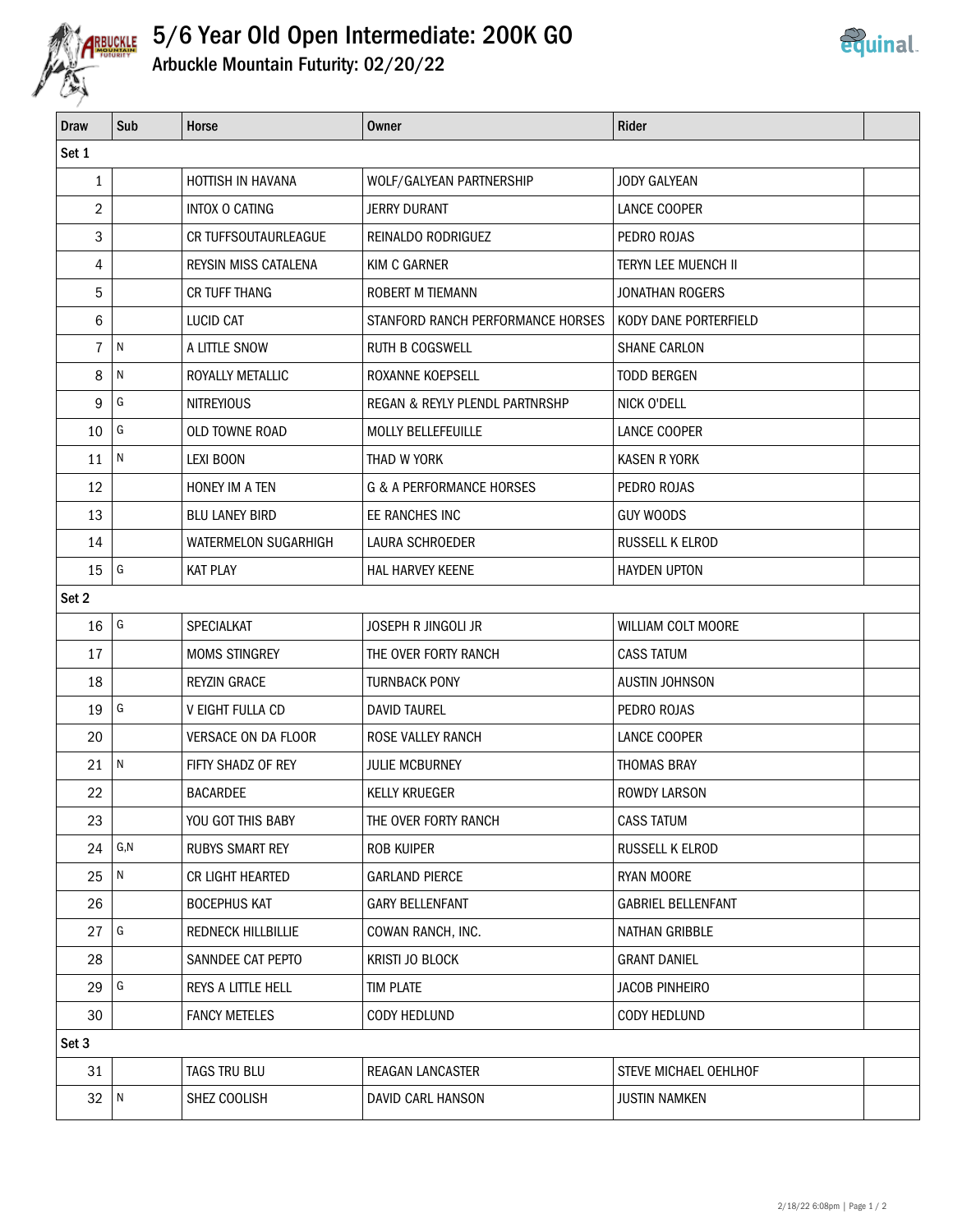# 5/6 Year Old Open Intermediate: 200K GO

## Arbuckle Mountain Futurity: 02/20/22

| Draw | Sub | Horse | Owner | Rider | |
|---|---|---|---|---|---|
| Set 1 | | | | | |
| 1 | | HOTTISH IN HAVANA | WOLF/GALYEAN PARTNERSHIP | JODY GALYEAN | |
| 2 | | INTOX O CATING | JERRY DURANT | LANCE COOPER | |
| 3 | | CR TUFFSOUTAURLEAGUE | REINALDO RODRIGUEZ | PEDRO ROJAS | |
| 4 | | REYSIN MISS CATALENA | KIM C GARNER | TERYN LEE MUENCH II | |
| 5 | | CR TUFF THANG | ROBERT M TIEMANN | JONATHAN ROGERS | |
| 6 | | LUCID CAT | STANFORD RANCH PERFORMANCE HORSES | KODY DANE PORTERFIELD | |
| 7 | N | A LITTLE SNOW | RUTH B COGSWELL | SHANE CARLON | |
| 8 | N | ROYALLY METALLIC | ROXANNE KOEPSELL | TODD BERGEN | |
| 9 | G | NITREYIOUS | REGAN & REYLY PLENDL PARTNRSHP | NICK O'DELL | |
| 10 | G | OLD TOWNE ROAD | MOLLY BELLEFEUILLE | LANCE COOPER | |
| 11 | N | LEXI BOON | THAD W YORK | KASEN R YORK | |
| 12 | | HONEY IM A TEN | G & A PERFORMANCE HORSES | PEDRO ROJAS | |
| 13 | | BLU LANEY BIRD | EE RANCHES INC | GUY WOODS | |
| 14 | | WATERMELON SUGARHIGH | LAURA SCHROEDER | RUSSELL K ELROD | |
| 15 | G | KAT PLAY | HAL HARVEY KEENE | HAYDEN UPTON | |
| Set 2 | | | | | |
| 16 | G | SPECIALKAT | JOSEPH R JINGOLI JR | WILLIAM COLT MOORE | |
| 17 | | MOMS STINGREY | THE OVER FORTY RANCH | CASS TATUM | |
| 18 | | REYZIN GRACE | TURNBACK PONY | AUSTIN JOHNSON | |
| 19 | G | V EIGHT FULLA CD | DAVID TAUREL | PEDRO ROJAS | |
| 20 | | VERSACE ON DA FLOOR | ROSE VALLEY RANCH | LANCE COOPER | |
| 21 | N | FIFTY SHADZ OF REY | JULIE MCBURNEY | THOMAS BRAY | |
| 22 | | BACARDEE | KELLY KRUEGER | ROWDY LARSON | |
| 23 | | YOU GOT THIS BABY | THE OVER FORTY RANCH | CASS TATUM | |
| 24 | G,N | RUBYS SMART REY | ROB KUIPER | RUSSELL K ELROD | |
| 25 | N | CR LIGHT HEARTED | GARLAND PIERCE | RYAN MOORE | |
| 26 | | BOCEPHUS KAT | GARY BELLENFANT | GABRIEL BELLENFANT | |
| 27 | G | REDNECK HILLBILLIE | COWAN RANCH, INC. | NATHAN GRIBBLE | |
| 28 | | SANNDEE CAT PEPTO | KRISTI JO BLOCK | GRANT DANIEL | |
| 29 | G | REYS A LITTLE HELL | TIM PLATE | JACOB PINHEIRO | |
| 30 | | FANCY METELES | CODY HEDLUND | CODY HEDLUND | |
| Set 3 | | | | | |
| 31 | | TAGS TRU BLU | REAGAN LANCASTER | STEVE MICHAEL OEHLHOF | |
| 32 | N | SHEZ COOLISH | DAVID CARL HANSON | JUSTIN NAMKEN | |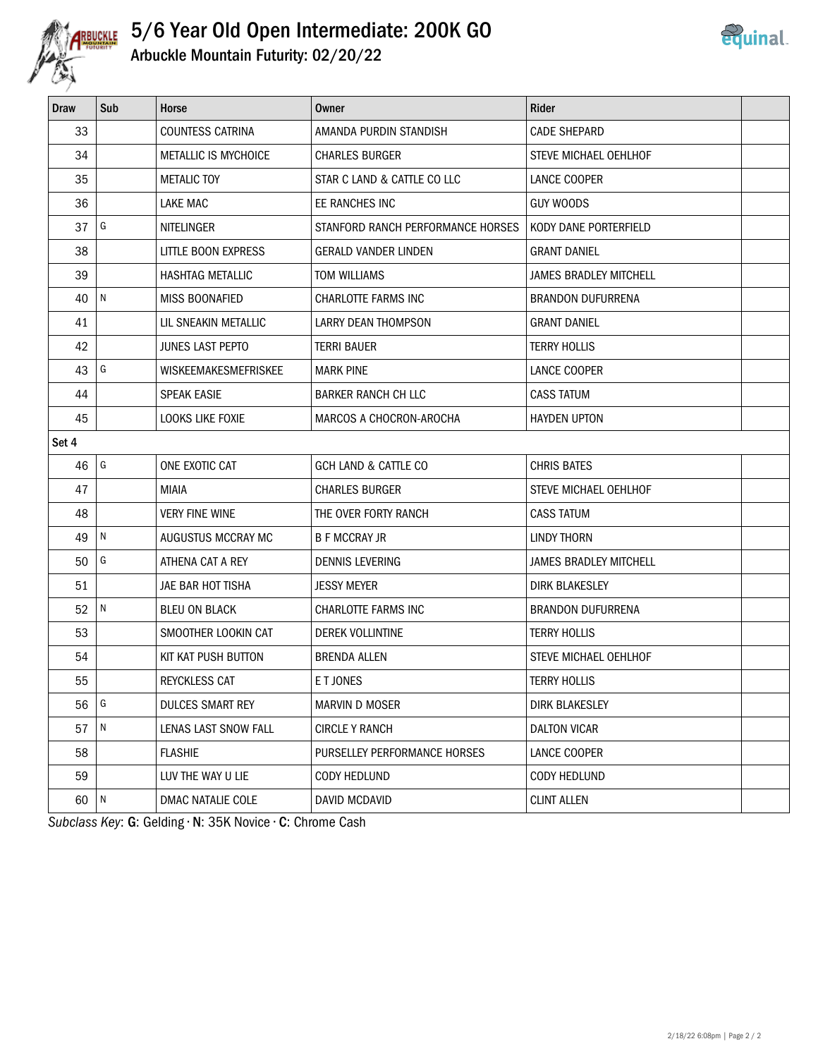# 5/6 Year Old Open Intermediate: 200K GO

## Arbuckle Mountain Futurity: 02/20/22

| Draw | Sub | Horse | Owner | Rider | |
|---|---|---|---|---|---|
| 33 | | COUNTESS CATRINA | AMANDA PURDIN STANDISH | CADE SHEPARD | |
| 34 | | METALLIC IS MYCHOICE | CHARLES BURGER | STEVE MICHAEL OEHLHOF | |
| 35 | | METALIC TOY | STAR C LAND & CATTLE CO LLC | LANCE COOPER | |
| 36 | | LAKE MAC | EE RANCHES INC | GUY WOODS | |
| 37 | G | NITELINGER | STANFORD RANCH PERFORMANCE HORSES | KODY DANE PORTERFIELD | |
| 38 | | LITTLE BOON EXPRESS | GERALD VANDER LINDEN | GRANT DANIEL | |
| 39 | | HASHTAG METALLIC | TOM WILLIAMS | JAMES BRADLEY MITCHELL | |
| 40 | N | MISS BOONAFIED | CHARLOTTE FARMS INC | BRANDON DUFURRENA | |
| 41 | | LIL SNEAKIN METALLIC | LARRY DEAN THOMPSON | GRANT DANIEL | |
| 42 | | JUNES LAST PEPTO | TERRI BAUER | TERRY HOLLIS | |
| 43 | G | WISKEEMAKESMEFRISKEE | MARK PINE | LANCE COOPER | |
| 44 | | SPEAK EASIE | BARKER RANCH CH LLC | CASS TATUM | |
| 45 | | LOOKS LIKE FOXIE | MARCOS A CHOCRON-AROCHA | HAYDEN UPTON | |
| Set 4 | | | | | |
| 46 | G | ONE EXOTIC CAT | GCH LAND & CATTLE CO | CHRIS BATES | |
| 47 | | MIAIA | CHARLES BURGER | STEVE MICHAEL OEHLHOF | |
| 48 | | VERY FINE WINE | THE OVER FORTY RANCH | CASS TATUM | |
| 49 | N | AUGUSTUS MCCRAY MC | B F MCCRAY JR | LINDY THORN | |
| 50 | G | ATHENA CAT A REY | DENNIS LEVERING | JAMES BRADLEY MITCHELL | |
| 51 | | JAE BAR HOT TISHA | JESSY MEYER | DIRK BLAKESLEY | |
| 52 | N | BLEU ON BLACK | CHARLOTTE FARMS INC | BRANDON DUFURRENA | |
| 53 | | SMOOTHER LOOKIN CAT | DEREK VOLLINTINE | TERRY HOLLIS | |
| 54 | | KIT KAT PUSH BUTTON | BRENDA ALLEN | STEVE MICHAEL OEHLHOF | |
| 55 | | REYCKLESS CAT | E T JONES | TERRY HOLLIS | |
| 56 | G | DULCES SMART REY | MARVIN D MOSER | DIRK BLAKESLEY | |
| 57 | N | LENAS LAST SNOW FALL | CIRCLE Y RANCH | DALTON VICAR | |
| 58 | | FLASHIE | PURSELLEY PERFORMANCE HORSES | LANCE COOPER | |
| 59 | | LUV THE WAY U LIE | CODY HEDLUND | CODY HEDLUND | |
| 60 | N | DMAC NATALIE COLE | DAVID MCDAVID | CLINT ALLEN | |

*Subclass Key*: **G**: Gelding · **N**: 35K Novice · **C**: Chrome Cash